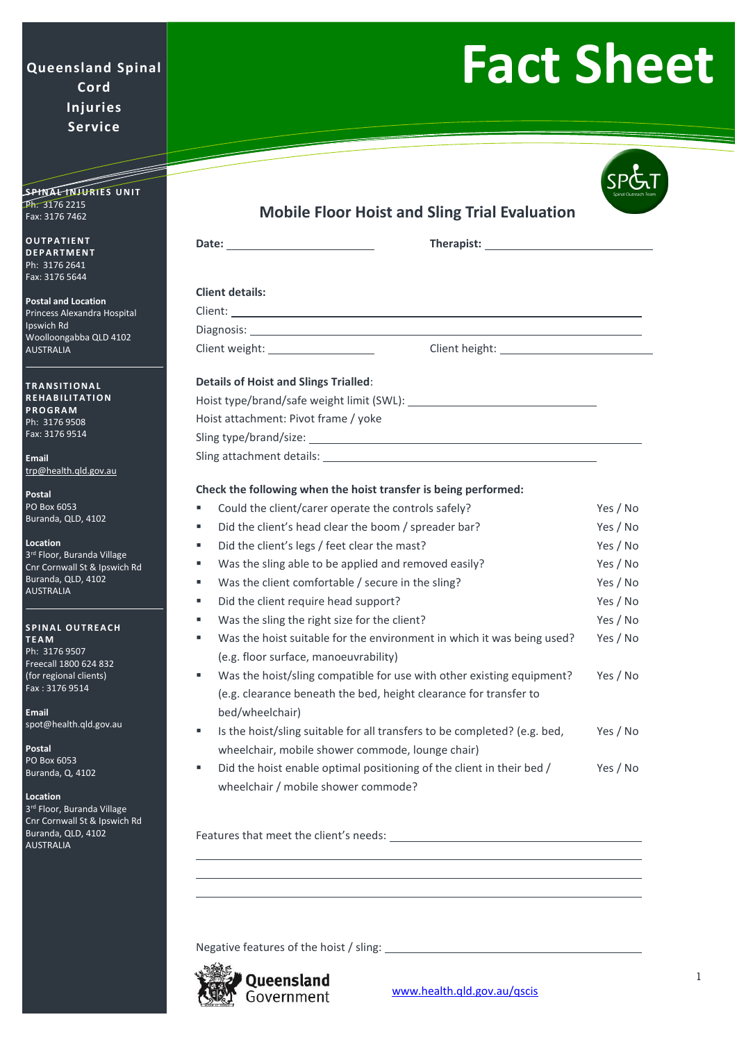# Fact Sheet

**Queensland Spinal Cord Injuries Service**

**SPINAL INJURIES UNIT**
Ph: 3176 2215
Fax: 3176 7462

**OUTPATIENT DEPARTMENT**
Ph: 3176 2641
Fax: 3176 5644

**Postal and Location**
Princess Alexandra Hospital
Ipswich Rd
Woolloongabba QLD 4102
AUSTRALIA

**TRANSITIONAL REHABILITATION PROGRAM**
Ph: 3176 9508
Fax: 3176 9514

**Email**
trp@health.qld.gov.au

**Postal**
PO Box 6053
Buranda, QLD, 4102

**Location**
3rd Floor, Buranda Village
Cnr Cornwall St & Ipswich Rd
Buranda, QLD, 4102
AUSTRALIA

**SPINAL OUTREACH TEAM**
Ph: 3176 9507
Freecall 1800 624 832
(for regional clients)
Fax : 3176 9514

**Email**
spot@health.qld.gov.au

**Postal**
PO Box 6053
Buranda, Q, 4102

**Location**
3rd Floor, Buranda Village
Cnr Cornwall St & Ipswich Rd
Buranda, QLD, 4102
AUSTRALIA

## Mobile Floor Hoist and Sling Trial Evaluation

**Date:** ______________________ **Therapist:** ______________________

**Client details:**

Client: ______________________

Diagnosis: ______________________

Client weight: ______________________ Client height: ______________________

**Details of Hoist and Slings Trialled**:

Hoist type/brand/safe weight limit (SWL): ______________________

Hoist attachment: Pivot frame / yoke

Sling type/brand/size: ______________________

Sling attachment details: ______________________

**Check the following when the hoist transfer is being performed:**

- Could the client/carer operate the controls safely? Yes / No
- Did the client's head clear the boom / spreader bar? Yes / No
- Did the client's legs / feet clear the mast? Yes / No
- Was the sling able to be applied and removed easily? Yes / No
- Was the client comfortable / secure in the sling? Yes / No
- Did the client require head support? Yes / No
- Was the sling the right size for the client? Yes / No
- Was the hoist suitable for the environment in which it was being used? (e.g. floor surface, manoeuvrability) Yes / No
- Was the hoist/sling compatible for use with other existing equipment? (e.g. clearance beneath the bed, height clearance for transfer to bed/wheelchair) Yes / No
- Is the hoist/sling suitable for all transfers to be completed? (e.g. bed, wheelchair, mobile shower commode, lounge chair) Yes / No
- Did the hoist enable optimal positioning of the client in their bed / wheelchair / mobile shower commode? Yes / No

Features that meet the client's needs: ______________________

______________________

______________________

______________________

Negative features of the hoist / sling: ______________________

Queensland Government

www.health.qld.gov.au/qscis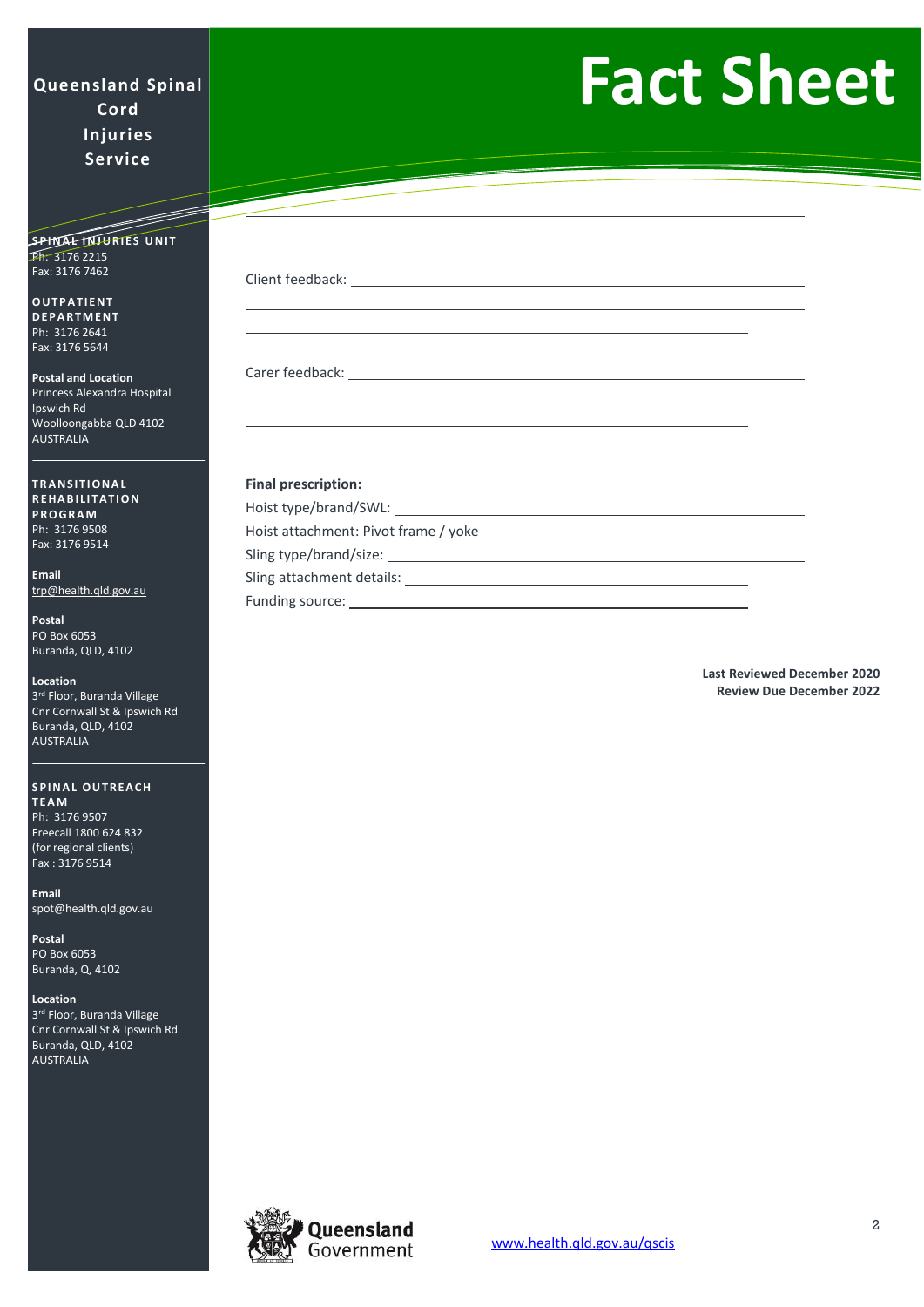# Fact Sheet

**Queensland Spinal Cord Injuries Service**

**SPINAL INJURIES UNIT**
Ph: 3176 2215
Fax: 3176 7462

**OUTPATIENT DEPARTMENT**
Ph: 3176 2641
Fax: 3176 5644

**Postal and Location**
Princess Alexandra Hospital
Ipswich Rd
Woolloongabba QLD 4102
AUSTRALIA

**TRANSITIONAL REHABILITATION PROGRAM**
Ph: 3176 9508
Fax: 3176 9514

**Email**
trp@health.qld.gov.au

**Postal**
PO Box 6053
Buranda, QLD, 4102

**Location**
3rd Floor, Buranda Village
Cnr Cornwall St & Ipswich Rd
Buranda, QLD, 4102
AUSTRALIA

**SPINAL OUTREACH TEAM**
Ph: 3176 9507
Freecall 1800 624 832
(for regional clients)
Fax : 3176 9514

**Email**
spot@health.qld.gov.au

**Postal**
PO Box 6053
Buranda, Q, 4102

**Location**
3rd Floor, Buranda Village
Cnr Cornwall St & Ipswich Rd
Buranda, QLD, 4102
AUSTRALIA

---

______________________________

______________________________

Client feedback: ______________________________

______________________________

______________________________

Carer feedback: ______________________________

______________________________

______________________________

**Final prescription:**

Hoist type/brand/SWL: ______________________________

Hoist attachment: Pivot frame / yoke

Sling type/brand/size: ______________________________

Sling attachment details: ______________________________

Funding source: ______________________________

**Last Reviewed December 2020**
**Review Due December 2022**

Queensland Government

www.health.qld.gov.au/qscis